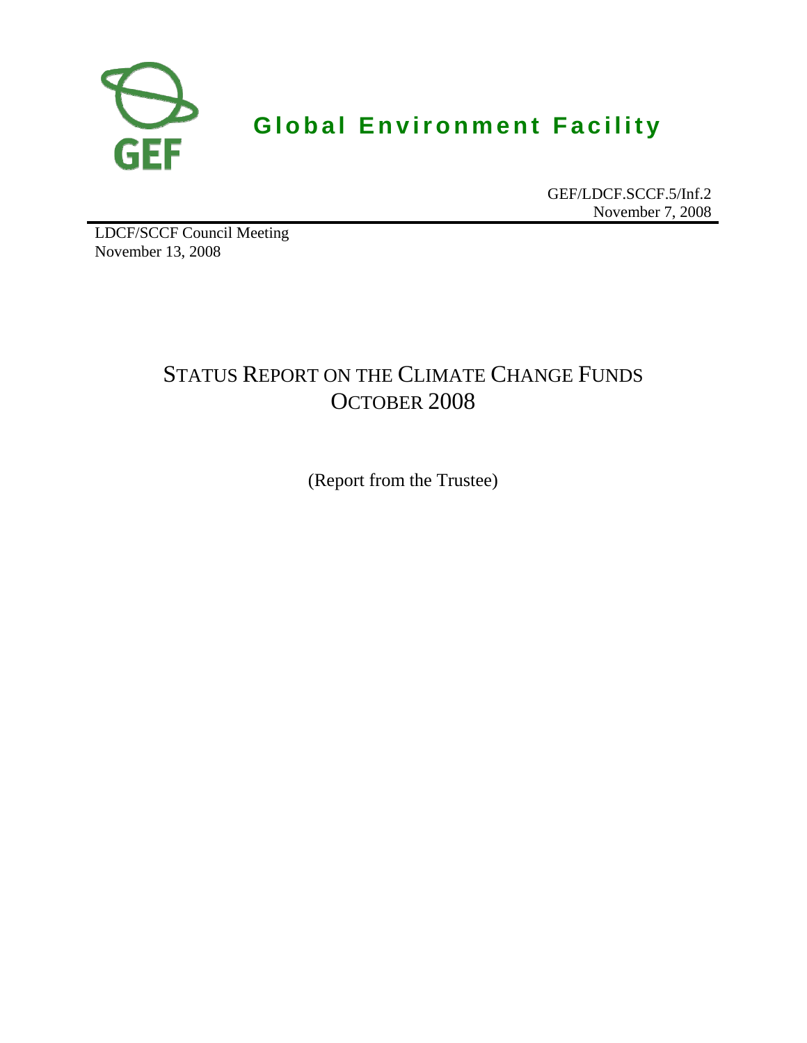# Global Environment Facility

GEF/LDCF.SCCF.5/Inf.2
November 7, 2008

LDCF/SCCF Council Meeting
November 13, 2008

# STATUS REPORT ON THE CLIMATE CHANGE FUNDS OCTOBER 2008

(Report from the Trustee)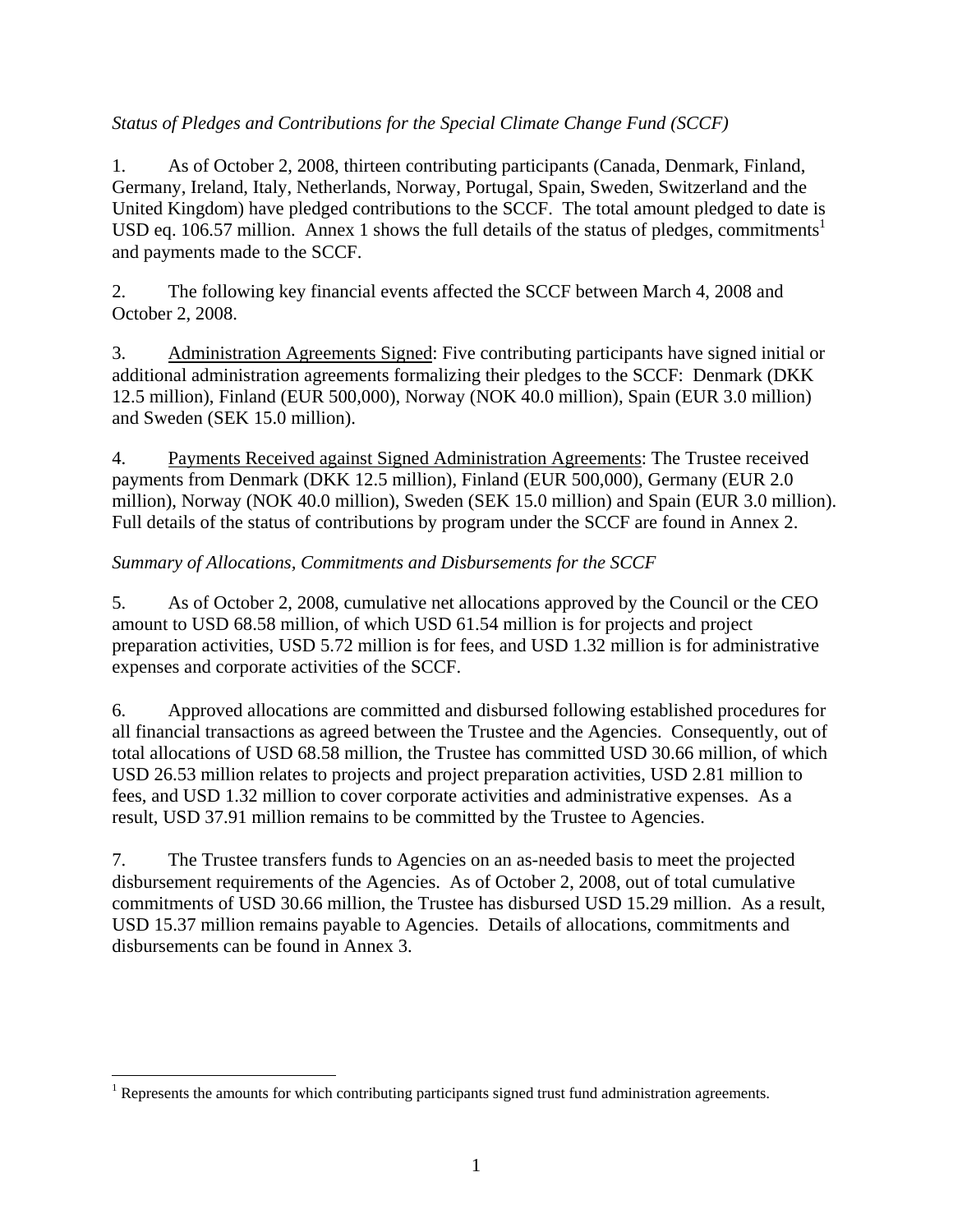*Status of Pledges and Contributions for the Special Climate Change Fund (SCCF)*

1. As of October 2, 2008, thirteen contributing participants (Canada, Denmark, Finland, Germany, Ireland, Italy, Netherlands, Norway, Portugal, Spain, Sweden, Switzerland and the United Kingdom) have pledged contributions to the SCCF. The total amount pledged to date is USD eq. 106.57 million. Annex 1 shows the full details of the status of pledges, commitments[1] and payments made to the SCCF.

2. The following key financial events affected the SCCF between March 4, 2008 and October 2, 2008.

3. Administration Agreements Signed: Five contributing participants have signed initial or additional administration agreements formalizing their pledges to the SCCF: Denmark (DKK 12.5 million), Finland (EUR 500,000), Norway (NOK 40.0 million), Spain (EUR 3.0 million) and Sweden (SEK 15.0 million).

4. Payments Received against Signed Administration Agreements: The Trustee received payments from Denmark (DKK 12.5 million), Finland (EUR 500,000), Germany (EUR 2.0 million), Norway (NOK 40.0 million), Sweden (SEK 15.0 million) and Spain (EUR 3.0 million). Full details of the status of contributions by program under the SCCF are found in Annex 2.

*Summary of Allocations, Commitments and Disbursements for the SCCF*

5. As of October 2, 2008, cumulative net allocations approved by the Council or the CEO amount to USD 68.58 million, of which USD 61.54 million is for projects and project preparation activities, USD 5.72 million is for fees, and USD 1.32 million is for administrative expenses and corporate activities of the SCCF.

6. Approved allocations are committed and disbursed following established procedures for all financial transactions as agreed between the Trustee and the Agencies. Consequently, out of total allocations of USD 68.58 million, the Trustee has committed USD 30.66 million, of which USD 26.53 million relates to projects and project preparation activities, USD 2.81 million to fees, and USD 1.32 million to cover corporate activities and administrative expenses. As a result, USD 37.91 million remains to be committed by the Trustee to Agencies.

7. The Trustee transfers funds to Agencies on an as-needed basis to meet the projected disbursement requirements of the Agencies. As of October 2, 2008, out of total cumulative commitments of USD 30.66 million, the Trustee has disbursed USD 15.29 million. As a result, USD 15.37 million remains payable to Agencies. Details of allocations, commitments and disbursements can be found in Annex 3.

[1] Represents the amounts for which contributing participants signed trust fund administration agreements.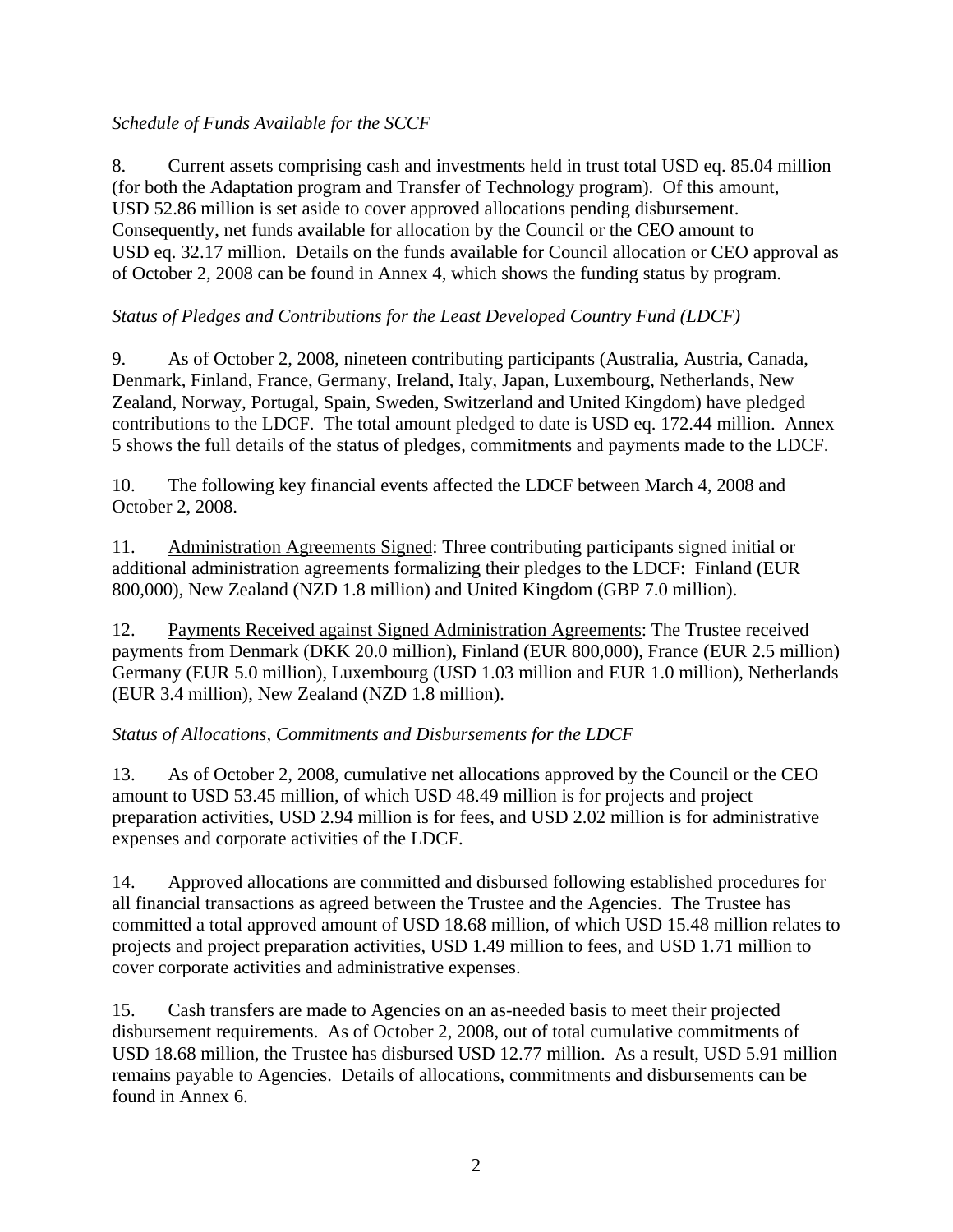*Schedule of Funds Available for the SCCF*

8. Current assets comprising cash and investments held in trust total USD eq. 85.04 million (for both the Adaptation program and Transfer of Technology program). Of this amount, USD 52.86 million is set aside to cover approved allocations pending disbursement. Consequently, net funds available for allocation by the Council or the CEO amount to USD eq. 32.17 million. Details on the funds available for Council allocation or CEO approval as of October 2, 2008 can be found in Annex 4, which shows the funding status by program.

*Status of Pledges and Contributions for the Least Developed Country Fund (LDCF)*

9. As of October 2, 2008, nineteen contributing participants (Australia, Austria, Canada, Denmark, Finland, France, Germany, Ireland, Italy, Japan, Luxembourg, Netherlands, New Zealand, Norway, Portugal, Spain, Sweden, Switzerland and United Kingdom) have pledged contributions to the LDCF. The total amount pledged to date is USD eq. 172.44 million. Annex 5 shows the full details of the status of pledges, commitments and payments made to the LDCF.

10. The following key financial events affected the LDCF between March 4, 2008 and October 2, 2008.

11. Administration Agreements Signed: Three contributing participants signed initial or additional administration agreements formalizing their pledges to the LDCF: Finland (EUR 800,000), New Zealand (NZD 1.8 million) and United Kingdom (GBP 7.0 million).

12. Payments Received against Signed Administration Agreements: The Trustee received payments from Denmark (DKK 20.0 million), Finland (EUR 800,000), France (EUR 2.5 million) Germany (EUR 5.0 million), Luxembourg (USD 1.03 million and EUR 1.0 million), Netherlands (EUR 3.4 million), New Zealand (NZD 1.8 million).

*Status of Allocations, Commitments and Disbursements for the LDCF*

13. As of October 2, 2008, cumulative net allocations approved by the Council or the CEO amount to USD 53.45 million, of which USD 48.49 million is for projects and project preparation activities, USD 2.94 million is for fees, and USD 2.02 million is for administrative expenses and corporate activities of the LDCF.

14. Approved allocations are committed and disbursed following established procedures for all financial transactions as agreed between the Trustee and the Agencies. The Trustee has committed a total approved amount of USD 18.68 million, of which USD 15.48 million relates to projects and project preparation activities, USD 1.49 million to fees, and USD 1.71 million to cover corporate activities and administrative expenses.

15. Cash transfers are made to Agencies on an as-needed basis to meet their projected disbursement requirements. As of October 2, 2008, out of total cumulative commitments of USD 18.68 million, the Trustee has disbursed USD 12.77 million. As a result, USD 5.91 million remains payable to Agencies. Details of allocations, commitments and disbursements can be found in Annex 6.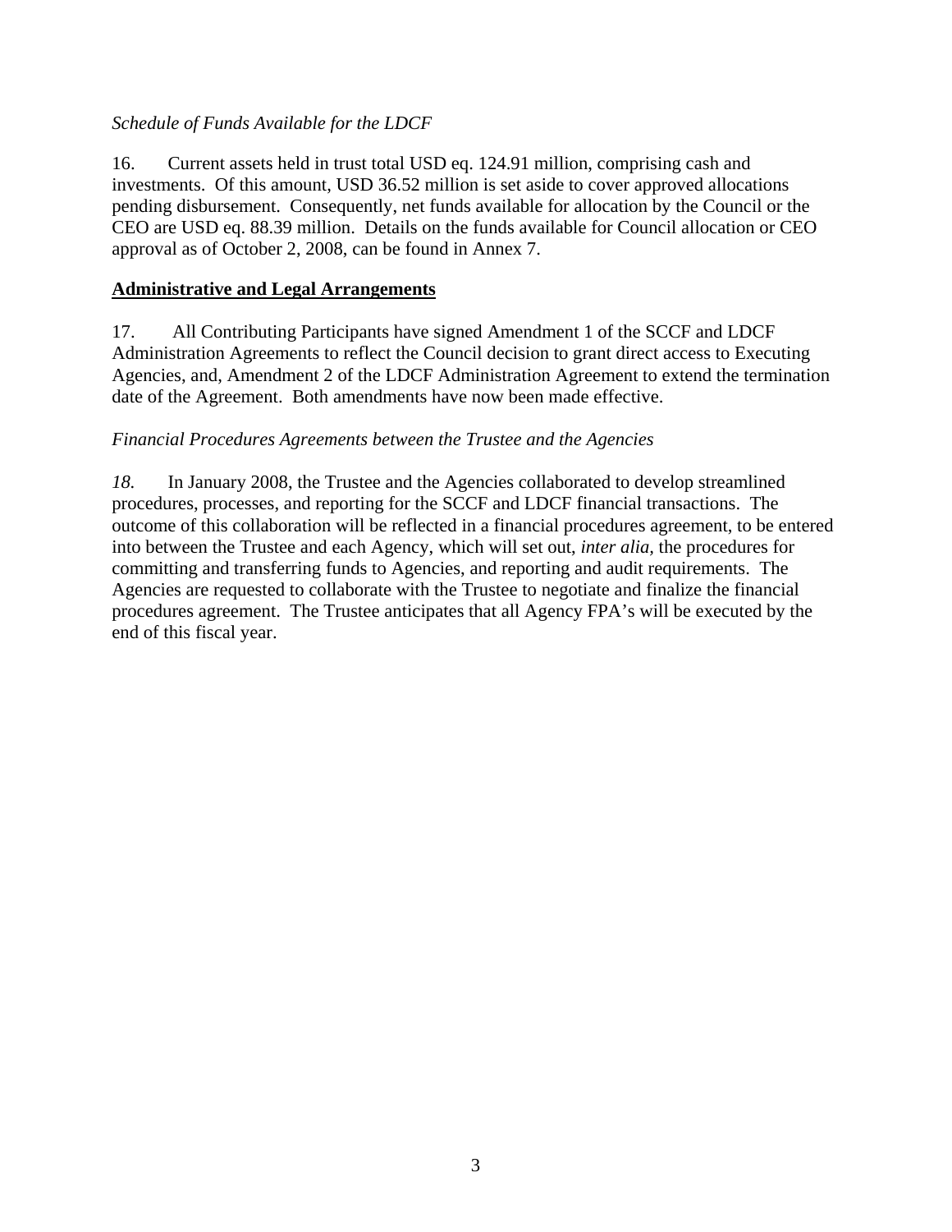*Schedule of Funds Available for the LDCF*

16. Current assets held in trust total USD eq. 124.91 million, comprising cash and investments. Of this amount, USD 36.52 million is set aside to cover approved allocations pending disbursement. Consequently, net funds available for allocation by the Council or the CEO are USD eq. 88.39 million. Details on the funds available for Council allocation or CEO approval as of October 2, 2008, can be found in Annex 7.

## **Administrative and Legal Arrangements**

17. All Contributing Participants have signed Amendment 1 of the SCCF and LDCF Administration Agreements to reflect the Council decision to grant direct access to Executing Agencies, and, Amendment 2 of the LDCF Administration Agreement to extend the termination date of the Agreement. Both amendments have now been made effective.

*Financial Procedures Agreements between the Trustee and the Agencies*

*18.* In January 2008, the Trustee and the Agencies collaborated to develop streamlined procedures, processes, and reporting for the SCCF and LDCF financial transactions. The outcome of this collaboration will be reflected in a financial procedures agreement, to be entered into between the Trustee and each Agency, which will set out, *inter alia*, the procedures for committing and transferring funds to Agencies, and reporting and audit requirements. The Agencies are requested to collaborate with the Trustee to negotiate and finalize the financial procedures agreement. The Trustee anticipates that all Agency FPA's will be executed by the end of this fiscal year.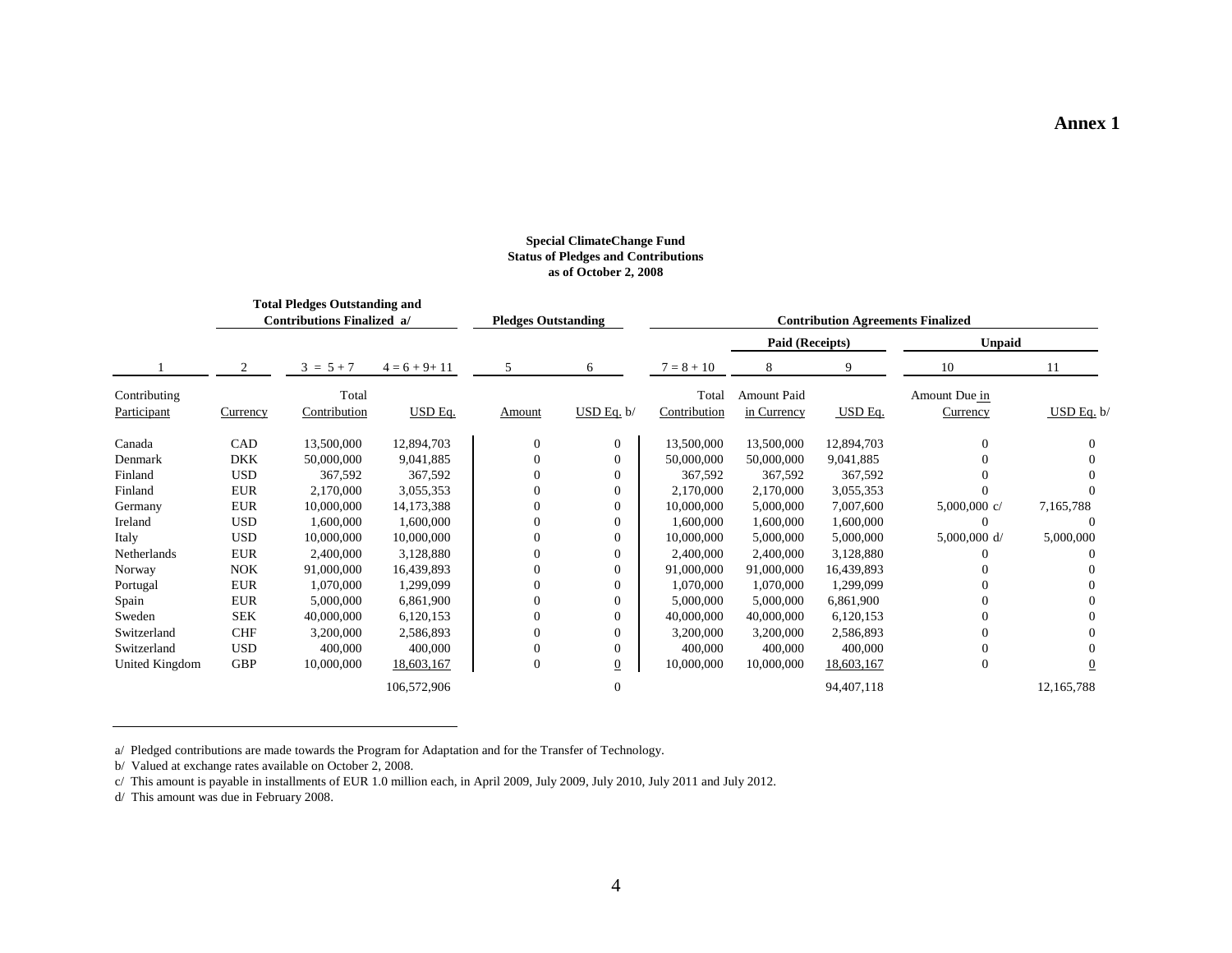**Annex 1**

**Special ClimateChange Fund**
**Status of Pledges and Contributions**
**as of October 2, 2008**

| | | **Total Pledges Outstanding and Contributions Finalized a/** | | **Pledges Outstanding** | | **Contribution Agreements Finalized** | | | | |
|---|---|---|---|---|---|---|---|---|---|---|
| | | | | | | | **Paid (Receipts)** | | **Unpaid** | |
| 1 | 2 | 3 = 5 + 7 | 4 = 6 + 9+ 11 | 5 | 6 | 7 = 8 + 10 | 8 | 9 | 10 | 11 |
| Contributing Participant | Currency | Total Contribution | USD Eq. | Amount | USD Eq. b/ | Total Contribution | Amount Paid in Currency | USD Eq. | Amount Due in Currency | USD Eq. b/ |
| Canada | CAD | 13,500,000 | 12,894,703 | 0 | 0 | 13,500,000 | 13,500,000 | 12,894,703 | 0 | 0 |
| Denmark | DKK | 50,000,000 | 9,041,885 | 0 | 0 | 50,000,000 | 50,000,000 | 9,041,885 | 0 | 0 |
| Finland | USD | 367,592 | 367,592 | 0 | 0 | 367,592 | 367,592 | 367,592 | 0 | 0 |
| Finland | EUR | 2,170,000 | 3,055,353 | 0 | 0 | 2,170,000 | 2,170,000 | 3,055,353 | 0 | 0 |
| Germany | EUR | 10,000,000 | 14,173,388 | 0 | 0 | 10,000,000 | 5,000,000 | 7,007,600 | 5,000,000 c/ | 7,165,788 |
| Ireland | USD | 1,600,000 | 1,600,000 | 0 | 0 | 1,600,000 | 1,600,000 | 1,600,000 | 0 | 0 |
| Italy | USD | 10,000,000 | 10,000,000 | 0 | 0 | 10,000,000 | 5,000,000 | 5,000,000 | 5,000,000 d/ | 5,000,000 |
| Netherlands | EUR | 2,400,000 | 3,128,880 | 0 | 0 | 2,400,000 | 2,400,000 | 3,128,880 | 0 | 0 |
| Norway | NOK | 91,000,000 | 16,439,893 | 0 | 0 | 91,000,000 | 91,000,000 | 16,439,893 | 0 | 0 |
| Portugal | EUR | 1,070,000 | 1,299,099 | 0 | 0 | 1,070,000 | 1,070,000 | 1,299,099 | 0 | 0 |
| Spain | EUR | 5,000,000 | 6,861,900 | 0 | 0 | 5,000,000 | 5,000,000 | 6,861,900 | 0 | 0 |
| Sweden | SEK | 40,000,000 | 6,120,153 | 0 | 0 | 40,000,000 | 40,000,000 | 6,120,153 | 0 | 0 |
| Switzerland | CHF | 3,200,000 | 2,586,893 | 0 | 0 | 3,200,000 | 3,200,000 | 2,586,893 | 0 | 0 |
| Switzerland | USD | 400,000 | 400,000 | 0 | 0 | 400,000 | 400,000 | 400,000 | 0 | 0 |
| United Kingdom | GBP | 10,000,000 | 18,603,167 | 0 | 0 | 10,000,000 | 10,000,000 | 18,603,167 | 0 | 0 |
| | | | 106,572,906 | | 0 | | | 94,407,118 | | 12,165,788 |

a/ Pledged contributions are made towards the Program for Adaptation and for the Transfer of Technology.

b/ Valued at exchange rates available on October 2, 2008.

c/ This amount is payable in installments of EUR 1.0 million each, in April 2009, July 2009, July 2010, July 2011 and July 2012.

d/ This amount was due in February 2008.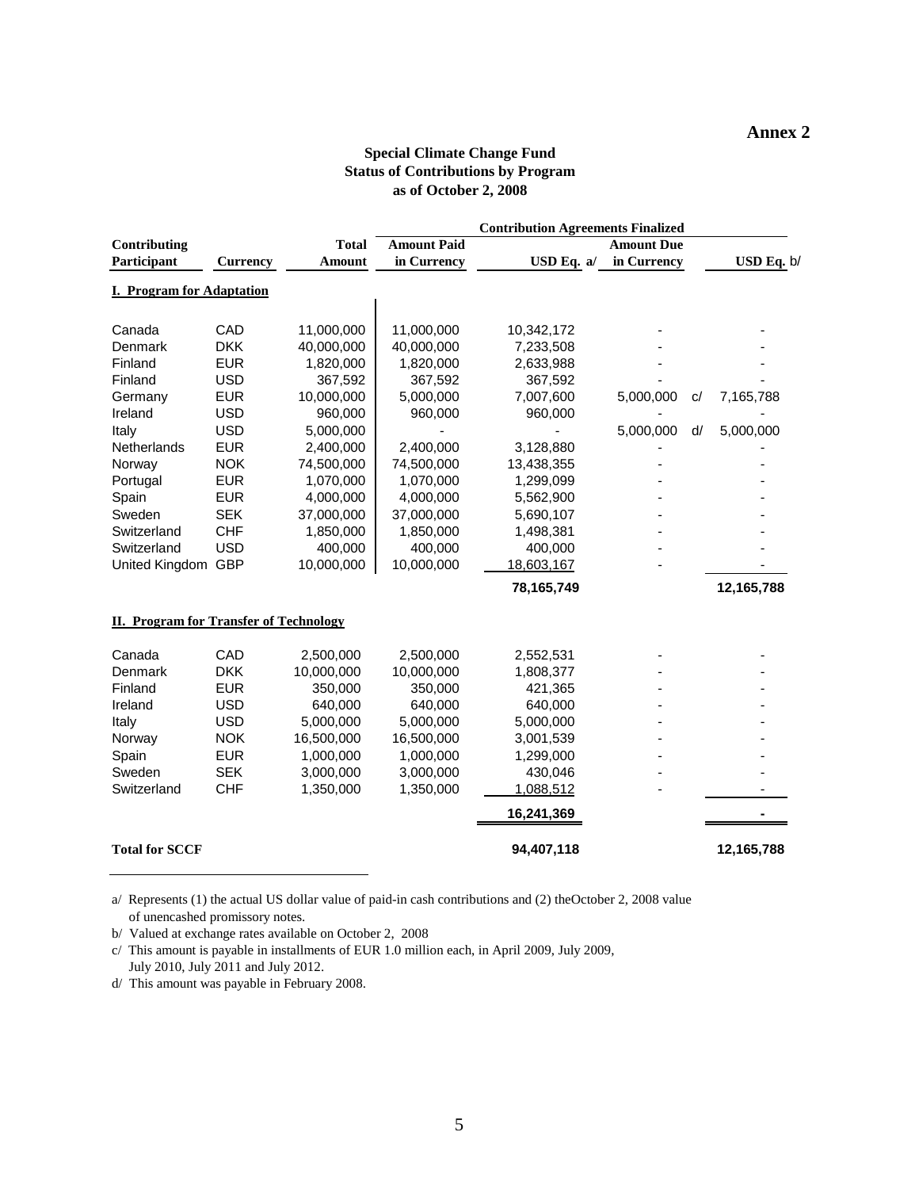**Annex 2**

**Special Climate Change Fund**
**Status of Contributions by Program**
**as of October 2, 2008**

| Contributing Participant | Currency | Total Amount | Contribution Agreements Finalized: Amount Paid in Currency | USD Eq. a/ | Amount Due in Currency | | USD Eq. b/ |
|---|---|---|---|---|---|---|---|
| **I. Program for Adaptation** | | | | | | | |
| Canada | CAD | 11,000,000 | 11,000,000 | 10,342,172 | - | | - |
| Denmark | DKK | 40,000,000 | 40,000,000 | 7,233,508 | - | | - |
| Finland | EUR | 1,820,000 | 1,820,000 | 2,633,988 | - | | - |
| Finland | USD | 367,592 | 367,592 | 367,592 | - | | - |
| Germany | EUR | 10,000,000 | 5,000,000 | 7,007,600 | 5,000,000 | c/ | 7,165,788 |
| Ireland | USD | 960,000 | 960,000 | 960,000 | - | | - |
| Italy | USD | 5,000,000 | - | - | 5,000,000 | d/ | 5,000,000 |
| Netherlands | EUR | 2,400,000 | 2,400,000 | 3,128,880 | - | | - |
| Norway | NOK | 74,500,000 | 74,500,000 | 13,438,355 | - | | - |
| Portugal | EUR | 1,070,000 | 1,070,000 | 1,299,099 | - | | - |
| Spain | EUR | 4,000,000 | 4,000,000 | 5,562,900 | - | | - |
| Sweden | SEK | 37,000,000 | 37,000,000 | 5,690,107 | - | | - |
| Switzerland | CHF | 1,850,000 | 1,850,000 | 1,498,381 | - | | - |
| Switzerland | USD | 400,000 | 400,000 | 400,000 | - | | - |
| United Kingdom | GBP | 10,000,000 | 10,000,000 | 18,603,167 | - | | - |
| | | | | **78,165,749** | | | **12,165,788** |
| **II. Program for Transfer of Technology** | | | | | | | |
| Canada | CAD | 2,500,000 | 2,500,000 | 2,552,531 | - | | - |
| Denmark | DKK | 10,000,000 | 10,000,000 | 1,808,377 | - | | - |
| Finland | EUR | 350,000 | 350,000 | 421,365 | - | | - |
| Ireland | USD | 640,000 | 640,000 | 640,000 | - | | - |
| Italy | USD | 5,000,000 | 5,000,000 | 5,000,000 | - | | - |
| Norway | NOK | 16,500,000 | 16,500,000 | 3,001,539 | - | | - |
| Spain | EUR | 1,000,000 | 1,000,000 | 1,299,000 | - | | - |
| Sweden | SEK | 3,000,000 | 3,000,000 | 430,046 | - | | - |
| Switzerland | CHF | 1,350,000 | 1,350,000 | 1,088,512 | - | | - |
| | | | | **16,241,369** | | | **-** |
| **Total for SCCF** | | | | **94,407,118** | | | **12,165,788** |

a/ Represents (1) the actual US dollar value of paid-in cash contributions and (2) theOctober 2, 2008 value of unencashed promissory notes.

b/ Valued at exchange rates available on October 2, 2008

c/ This amount is payable in installments of EUR 1.0 million each, in April 2009, July 2009, July 2010, July 2011 and July 2012.

d/ This amount was payable in February 2008.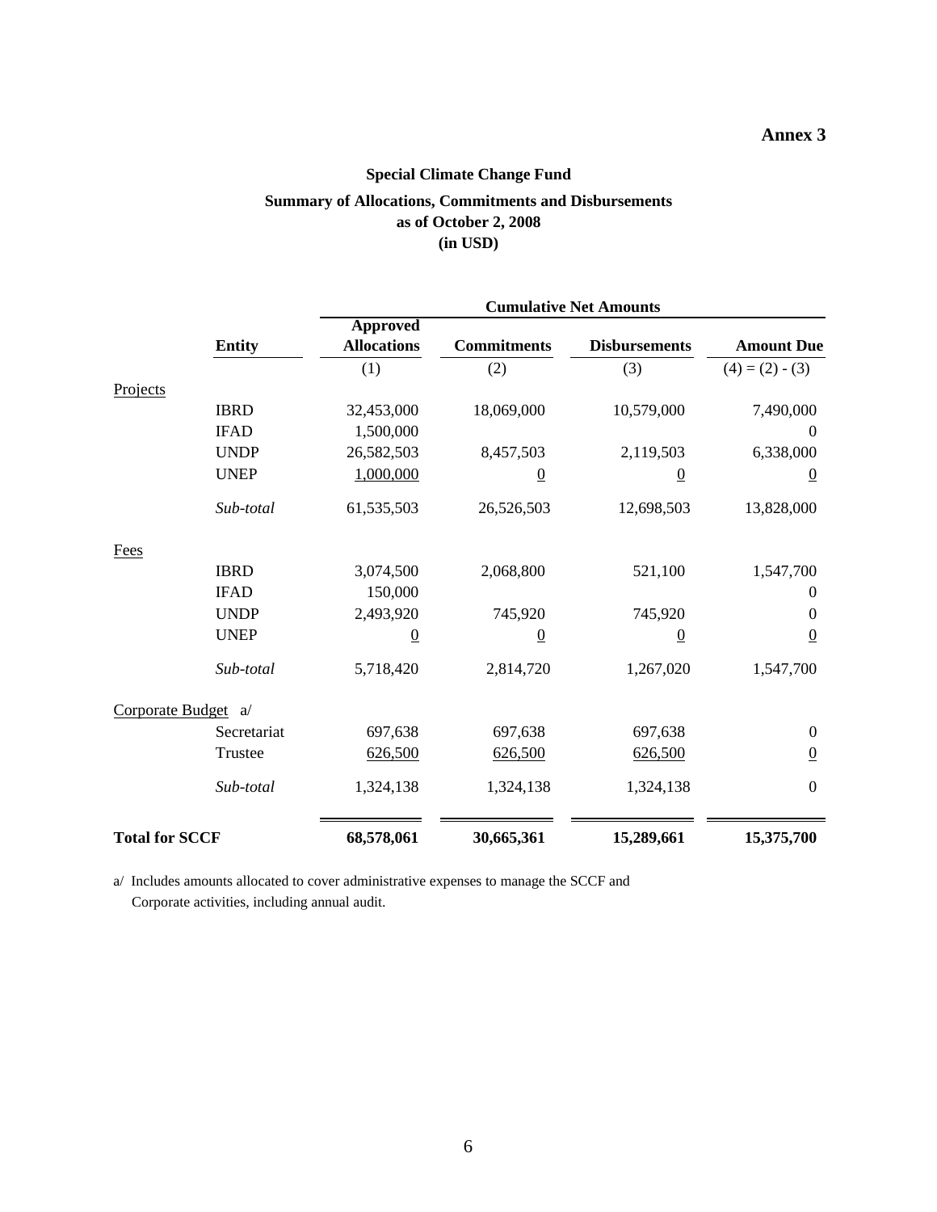**Annex 3**

## Special Climate Change Fund

### Summary of Allocations, Commitments and Disbursements as of October 2, 2008 (in USD)

| | Entity | Cumulative Net Amounts | | | |
|---|---|---|---|---|---|
| | | Approved Allocations | Commitments | Disbursements | Amount Due |
| | | (1) | (2) | (3) | (4) = (2) - (3) |
| Projects | | | | | |
| | IBRD | 32,453,000 | 18,069,000 | 10,579,000 | 7,490,000 |
| | IFAD | 1,500,000 | | | 0 |
| | UNDP | 26,582,503 | 8,457,503 | 2,119,503 | 6,338,000 |
| | UNEP | 1,000,000 | 0 | 0 | 0 |
| | *Sub-total* | 61,535,503 | 26,526,503 | 12,698,503 | 13,828,000 |
| Fees | | | | | |
| | IBRD | 3,074,500 | 2,068,800 | 521,100 | 1,547,700 |
| | IFAD | 150,000 | | | 0 |
| | UNDP | 2,493,920 | 745,920 | 745,920 | 0 |
| | UNEP | 0 | 0 | 0 | 0 |
| | *Sub-total* | 5,718,420 | 2,814,720 | 1,267,020 | 1,547,700 |
| Corporate Budget a/ | | | | | |
| | Secretariat | 697,638 | 697,638 | 697,638 | 0 |
| | Trustee | 626,500 | 626,500 | 626,500 | 0 |
| | *Sub-total* | 1,324,138 | 1,324,138 | 1,324,138 | 0 |
| **Total for SCCF** | | **68,578,061** | **30,665,361** | **15,289,661** | **15,375,700** |

a/ Includes amounts allocated to cover administrative expenses to manage the SCCF and Corporate activities, including annual audit.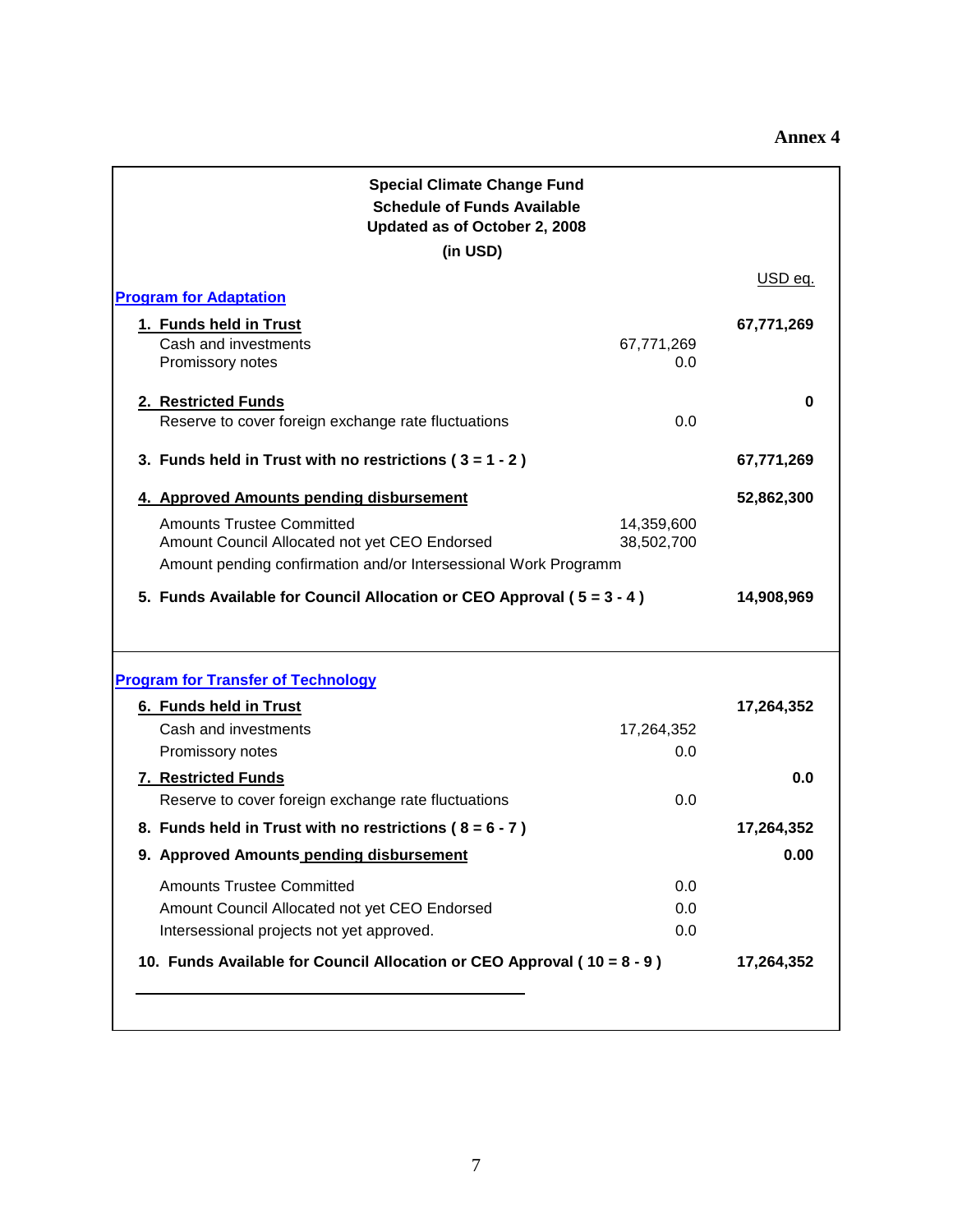**Annex 4**

**Special Climate Change Fund**
**Schedule of Funds Available**
**Updated as of October 2, 2008**
**(in USD)**

| | | USD eq. |
|---|---|---|
| **Program for Adaptation** | | |
| **1. Funds held in Trust** | | **67,771,269** |
| Cash and investments | 67,771,269 | |
| Promissory notes | 0.0 | |
| **2. Restricted Funds** | | **0** |
| Reserve to cover foreign exchange rate fluctuations | 0.0 | |
| **3. Funds held in Trust with no restrictions ( 3 = 1 - 2 )** | | **67,771,269** |
| **4. Approved Amounts pending disbursement** | | **52,862,300** |
| Amounts Trustee Committed | 14,359,600 | |
| Amount Council Allocated not yet CEO Endorsed | 38,502,700 | |
| Amount pending confirmation and/or Intersessional Work Programm | | |
| **5. Funds Available for Council Allocation or CEO Approval ( 5 = 3 - 4 )** | | **14,908,969** |
| **Program for Transfer of Technology** | | |
| **6. Funds held in Trust** | | **17,264,352** |
| Cash and investments | 17,264,352 | |
| Promissory notes | 0.0 | |
| **7. Restricted Funds** | | **0.0** |
| Reserve to cover foreign exchange rate fluctuations | 0.0 | |
| **8. Funds held in Trust with no restrictions ( 8 = 6 - 7 )** | | **17,264,352** |
| **9. Approved Amounts pending disbursement** | | **0.00** |
| Amounts Trustee Committed | 0.0 | |
| Amount Council Allocated not yet CEO Endorsed | 0.0 | |
| Intersessional projects not yet approved. | 0.0 | |
| **10. Funds Available for Council Allocation or CEO Approval ( 10 = 8 - 9 )** | | **17,264,352** |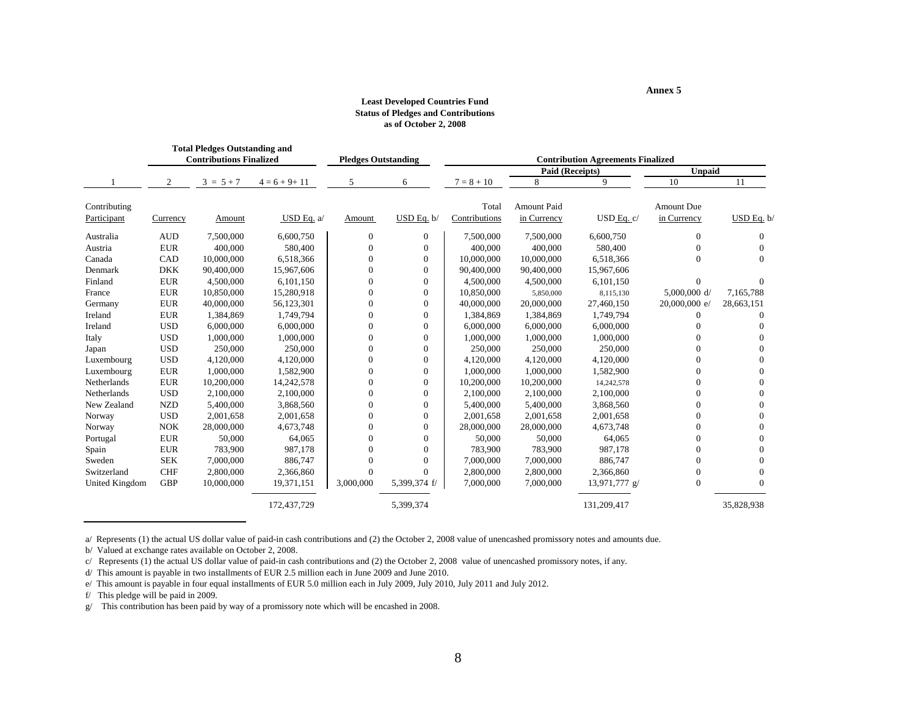Annex 5

**Least Developed Countries Fund**
**Status of Pledges and Contributions**
**as of October 2, 2008**

| | | Total Pledges Outstanding and Contributions Finalized | | Pledges Outstanding | | Contribution Agreements Finalized | | | | |
|---|---|---|---|---|---|---|---|---|---|---|
| | | | | | | | Paid (Receipts) | | Unpaid | |
| 1 | 2 | 3 = 5 + 7 | 4 = 6 + 9+ 11 | 5 | 6 | 7 = 8 + 10 | 8 | 9 | 10 | 11 |
| Contributing Participant | Currency | Amount | USD Eq. a/ | Amount | USD Eq. b/ | Total Contributions | Amount Paid in Currency | USD Eq. c/ | Amount Due in Currency | USD Eq. b/ |
| Australia | AUD | 7,500,000 | 6,600,750 | 0 | 0 | 7,500,000 | 7,500,000 | 6,600,750 | 0 | 0 |
| Austria | EUR | 400,000 | 580,400 | 0 | 0 | 400,000 | 400,000 | 580,400 | 0 | 0 |
| Canada | CAD | 10,000,000 | 6,518,366 | 0 | 0 | 10,000,000 | 10,000,000 | 6,518,366 | 0 | 0 |
| Denmark | DKK | 90,400,000 | 15,967,606 | 0 | 0 | 90,400,000 | 90,400,000 | 15,967,606 | | |
| Finland | EUR | 4,500,000 | 6,101,150 | 0 | 0 | 4,500,000 | 4,500,000 | 6,101,150 | 0 | 0 |
| France | EUR | 10,850,000 | 15,280,918 | 0 | 0 | 10,850,000 | 5,850,000 | 8,115,130 | 5,000,000 d/ | 7,165,788 |
| Germany | EUR | 40,000,000 | 56,123,301 | 0 | 0 | 40,000,000 | 20,000,000 | 27,460,150 | 20,000,000 e/ | 28,663,151 |
| Ireland | EUR | 1,384,869 | 1,749,794 | 0 | 0 | 1,384,869 | 1,384,869 | 1,749,794 | 0 | 0 |
| Ireland | USD | 6,000,000 | 6,000,000 | 0 | 0 | 6,000,000 | 6,000,000 | 6,000,000 | 0 | 0 |
| Italy | USD | 1,000,000 | 1,000,000 | 0 | 0 | 1,000,000 | 1,000,000 | 1,000,000 | 0 | 0 |
| Japan | USD | 250,000 | 250,000 | 0 | 0 | 250,000 | 250,000 | 250,000 | 0 | 0 |
| Luxembourg | USD | 4,120,000 | 4,120,000 | 0 | 0 | 4,120,000 | 4,120,000 | 4,120,000 | 0 | 0 |
| Luxembourg | EUR | 1,000,000 | 1,582,900 | 0 | 0 | 1,000,000 | 1,000,000 | 1,582,900 | 0 | 0 |
| Netherlands | EUR | 10,200,000 | 14,242,578 | 0 | 0 | 10,200,000 | 10,200,000 | 14,242,578 | 0 | 0 |
| Netherlands | USD | 2,100,000 | 2,100,000 | 0 | 0 | 2,100,000 | 2,100,000 | 2,100,000 | 0 | 0 |
| New Zealand | NZD | 5,400,000 | 3,868,560 | 0 | 0 | 5,400,000 | 5,400,000 | 3,868,560 | 0 | 0 |
| Norway | USD | 2,001,658 | 2,001,658 | 0 | 0 | 2,001,658 | 2,001,658 | 2,001,658 | 0 | 0 |
| Norway | NOK | 28,000,000 | 4,673,748 | 0 | 0 | 28,000,000 | 28,000,000 | 4,673,748 | 0 | 0 |
| Portugal | EUR | 50,000 | 64,065 | 0 | 0 | 50,000 | 50,000 | 64,065 | 0 | 0 |
| Spain | EUR | 783,900 | 987,178 | 0 | 0 | 783,900 | 783,900 | 987,178 | 0 | 0 |
| Sweden | SEK | 7,000,000 | 886,747 | 0 | 0 | 7,000,000 | 7,000,000 | 886,747 | 0 | 0 |
| Switzerland | CHF | 2,800,000 | 2,366,860 | 0 | 0 | 2,800,000 | 2,800,000 | 2,366,860 | 0 | 0 |
| United Kingdom | GBP | 10,000,000 | 19,371,151 | 3,000,000 | 5,399,374 f/ | 7,000,000 | 7,000,000 | 13,971,777 g/ | 0 | 0 |
| | | | 172,437,729 | | 5,399,374 | | | 131,209,417 | | 35,828,938 |

a/ Represents (1) the actual US dollar value of paid-in cash contributions and (2) the October 2, 2008 value of unencashed promissory notes and amounts due.

b/ Valued at exchange rates available on October 2, 2008.

c/ Represents (1) the actual US dollar value of paid-in cash contributions and (2) the October 2, 2008 value of unencashed promissory notes, if any.

d/ This amount is payable in two installments of EUR 2.5 million each in June 2009 and June 2010.

e/ This amount is payable in four equal installments of EUR 5.0 million each in July 2009, July 2010, July 2011 and July 2012.

f/ This pledge will be paid in 2009.

g/ This contribution has been paid by way of a promissory note which will be encashed in 2008.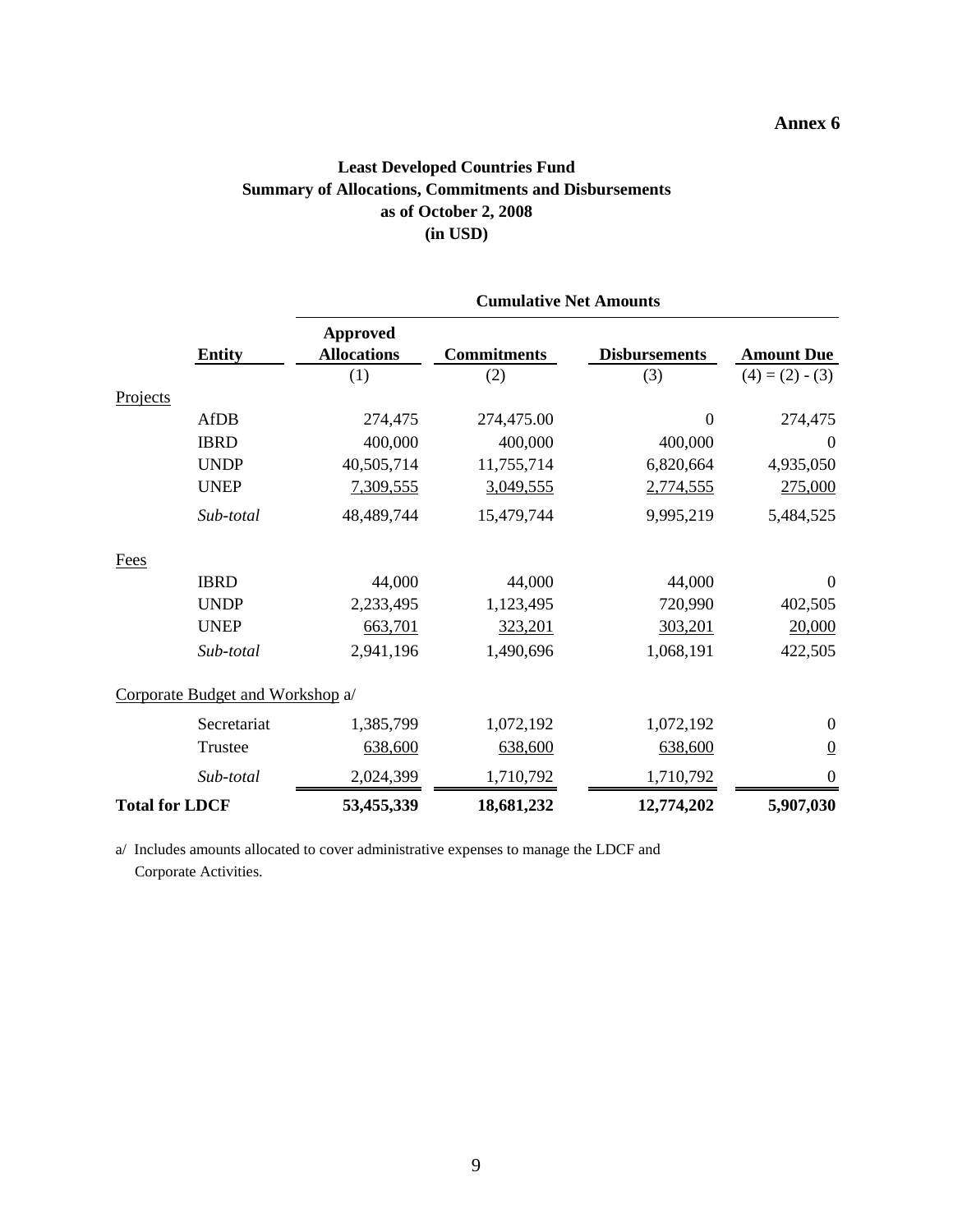**Annex 6**

## Least Developed Countries Fund
## Summary of Allocations, Commitments and Disbursements
## as of October 2, 2008
## (in USD)

| | | Cumulative Net Amounts | | | |
|---|---|---|---|---|---|
| | **Entity** | **Approved Allocations** | **Commitments** | **Disbursements** | **Amount Due** |
| | | (1) | (2) | (3) | (4) = (2) - (3) |
| Projects | | | | | |
| | AfDB | 274,475 | 274,475.00 | 0 | 274,475 |
| | IBRD | 400,000 | 400,000 | 400,000 | 0 |
| | UNDP | 40,505,714 | 11,755,714 | 6,820,664 | 4,935,050 |
| | UNEP | 7,309,555 | 3,049,555 | 2,774,555 | 275,000 |
| | *Sub-total* | 48,489,744 | 15,479,744 | 9,995,219 | 5,484,525 |
| Fees | | | | | |
| | IBRD | 44,000 | 44,000 | 44,000 | 0 |
| | UNDP | 2,233,495 | 1,123,495 | 720,990 | 402,505 |
| | UNEP | 663,701 | 323,201 | 303,201 | 20,000 |
| | *Sub-total* | 2,941,196 | 1,490,696 | 1,068,191 | 422,505 |
| Corporate Budget and Workshop a/ | | | | | |
| | Secretariat | 1,385,799 | 1,072,192 | 1,072,192 | 0 |
| | Trustee | 638,600 | 638,600 | 638,600 | 0 |
| | *Sub-total* | 2,024,399 | 1,710,792 | 1,710,792 | 0 |
| **Total for LDCF** | | **53,455,339** | **18,681,232** | **12,774,202** | **5,907,030** |

a/ Includes amounts allocated to cover administrative expenses to manage the LDCF and Corporate Activities.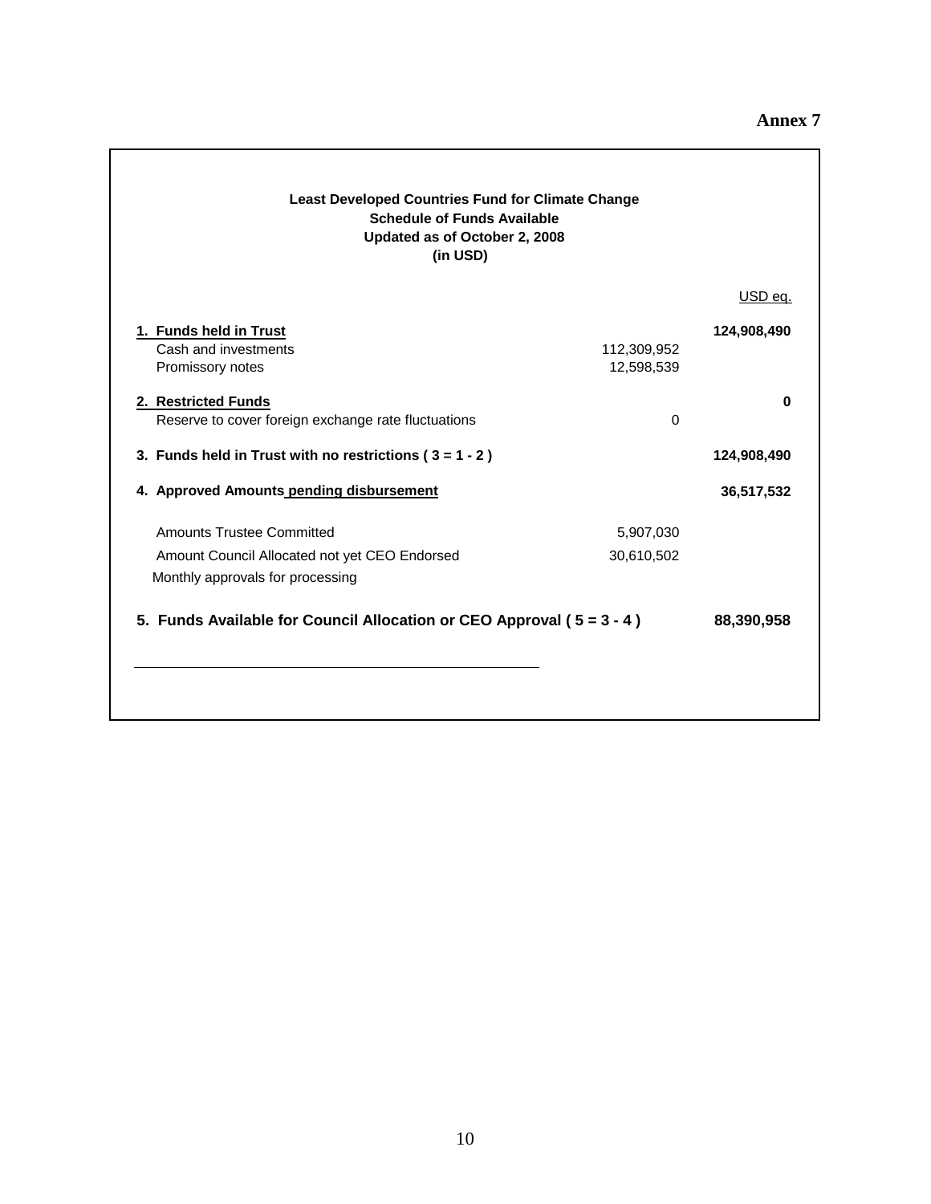**Annex 7**

**Least Developed Countries Fund for Climate Change**
**Schedule of Funds Available**
**Updated as of October 2, 2008**
**(in USD)**

| | | USD eq. |
|---|---|---|
| **1. Funds held in Trust** | | **124,908,490** |
| Cash and investments | 112,309,952 | |
| Promissory notes | 12,598,539 | |
| **2. Restricted Funds** | | **0** |
| Reserve to cover foreign exchange rate fluctuations | 0 | |
| **3. Funds held in Trust with no restrictions ( 3 = 1 - 2 )** | | **124,908,490** |
| **4. Approved Amounts pending disbursement** | | **36,517,532** |
| Amounts Trustee Committed | 5,907,030 | |
| Amount Council Allocated not yet CEO Endorsed | 30,610,502 | |
| Monthly approvals for processing | | |
| **5. Funds Available for Council Allocation or CEO Approval ( 5 = 3 - 4 )** | | **88,390,958** |